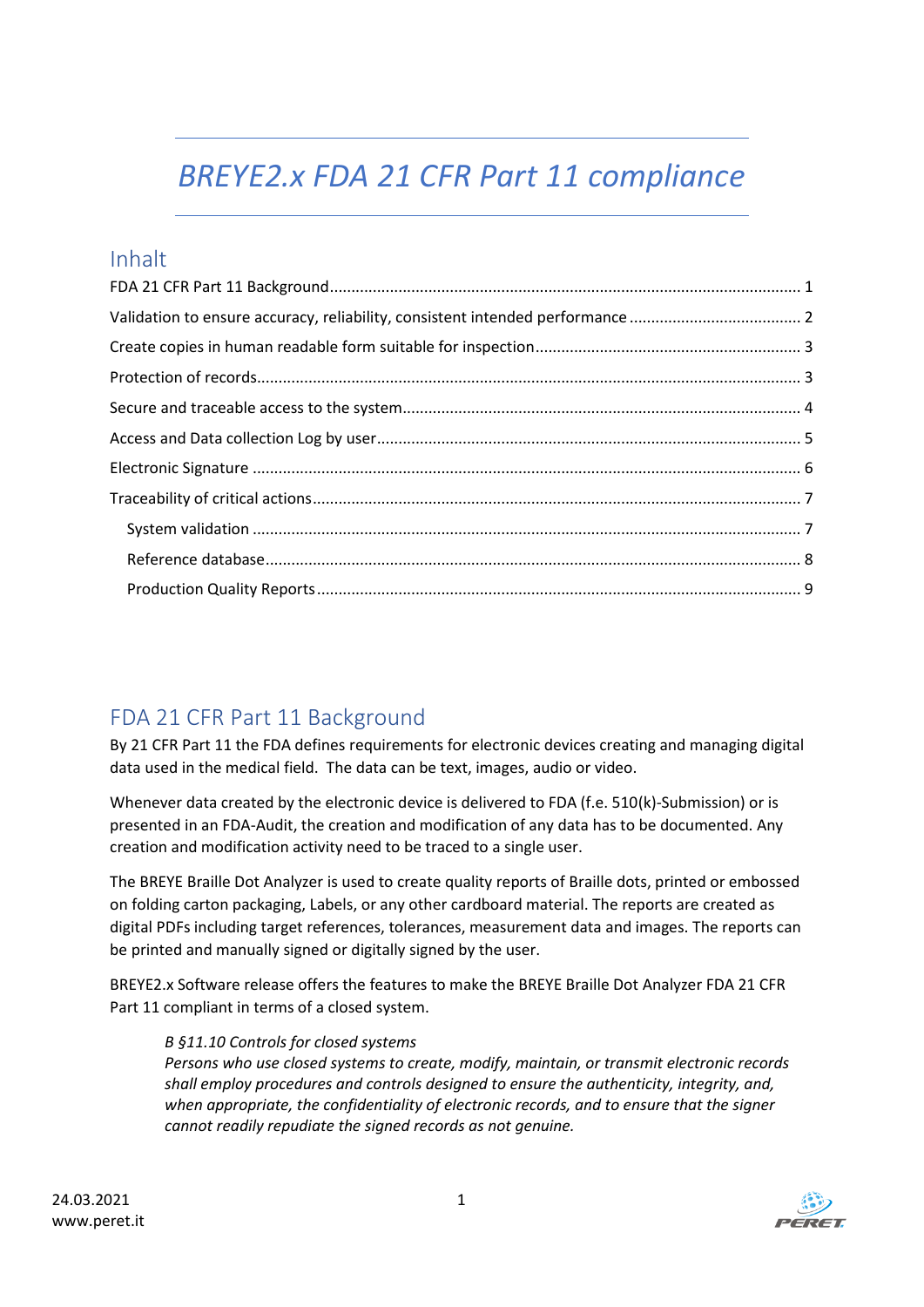# BREYE2.x FDA 21 CFR Part 11 compliance

## Inhalt

FDA 21 CFR Part 11 Background ........ 1
Validation to ensure accuracy, reliability, consistent intended performance ........ 2
Create copies in human readable form suitable for inspection ........ 3
Protection of records ........ 3
Secure and traceable access to the system ........ 4
Access and Data collection Log by user ........ 5
Electronic Signature ........ 6
Traceability of critical actions ........ 7
- System validation ........ 7
- Reference database ........ 8
- Production Quality Reports ........ 9

## FDA 21 CFR Part 11 Background

By 21 CFR Part 11 the FDA defines requirements for electronic devices creating and managing digital data used in the medical field. The data can be text, images, audio or video.

Whenever data created by the electronic device is delivered to FDA (f.e. 510(k)-Submission) or is presented in an FDA-Audit, the creation and modification of any data has to be documented. Any creation and modification activity need to be traced to a single user.

The BREYE Braille Dot Analyzer is used to create quality reports of Braille dots, printed or embossed on folding carton packaging, Labels, or any other cardboard material. The reports are created as digital PDFs including target references, tolerances, measurement data and images. The reports can be printed and manually signed or digitally signed by the user.

BREYE2.x Software release offers the features to make the BREYE Braille Dot Analyzer FDA 21 CFR Part 11 compliant in terms of a closed system.

> *B §11.10 Controls for closed systems*
> *Persons who use closed systems to create, modify, maintain, or transmit electronic records shall employ procedures and controls designed to ensure the authenticity, integrity, and, when appropriate, the confidentiality of electronic records, and to ensure that the signer cannot readily repudiate the signed records as not genuine.*

24.03.2021
www.peret.it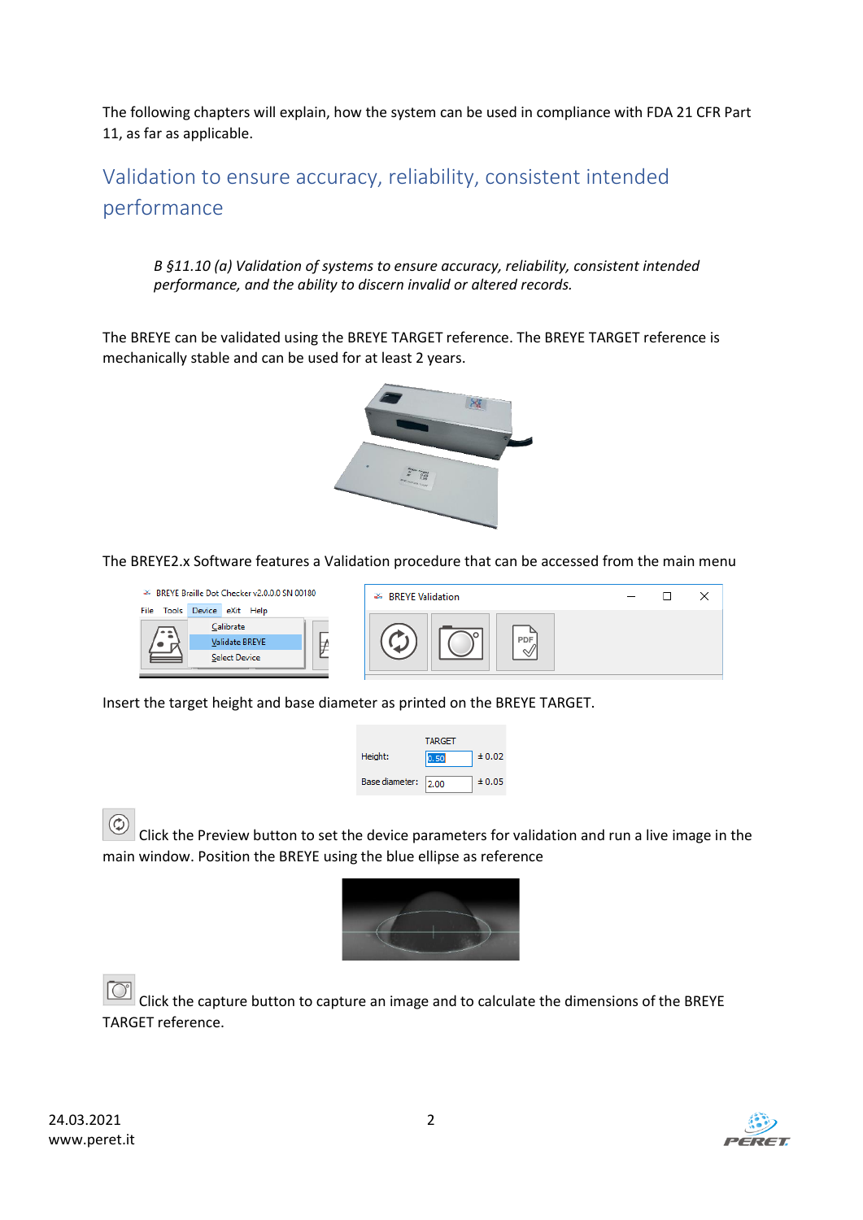The following chapters will explain, how the system can be used in compliance with FDA 21 CFR Part 11, as far as applicable.

## Validation to ensure accuracy, reliability, consistent intended performance

> *B §11.10 (a) Validation of systems to ensure accuracy, reliability, consistent intended performance, and the ability to discern invalid or altered records.*

The BREYE can be validated using the BREYE TARGET reference. The BREYE TARGET reference is mechanically stable and can be used for at least 2 years.

The BREYE2.x Software features a Validation procedure that can be accessed from the main menu

Insert the target height and base diameter as printed on the BREYE TARGET.

Click the Preview button to set the device parameters for validation and run a live image in the main window. Position the BREYE using the blue ellipse as reference

Click the capture button to capture an image and to calculate the dimensions of the BREYE TARGET reference.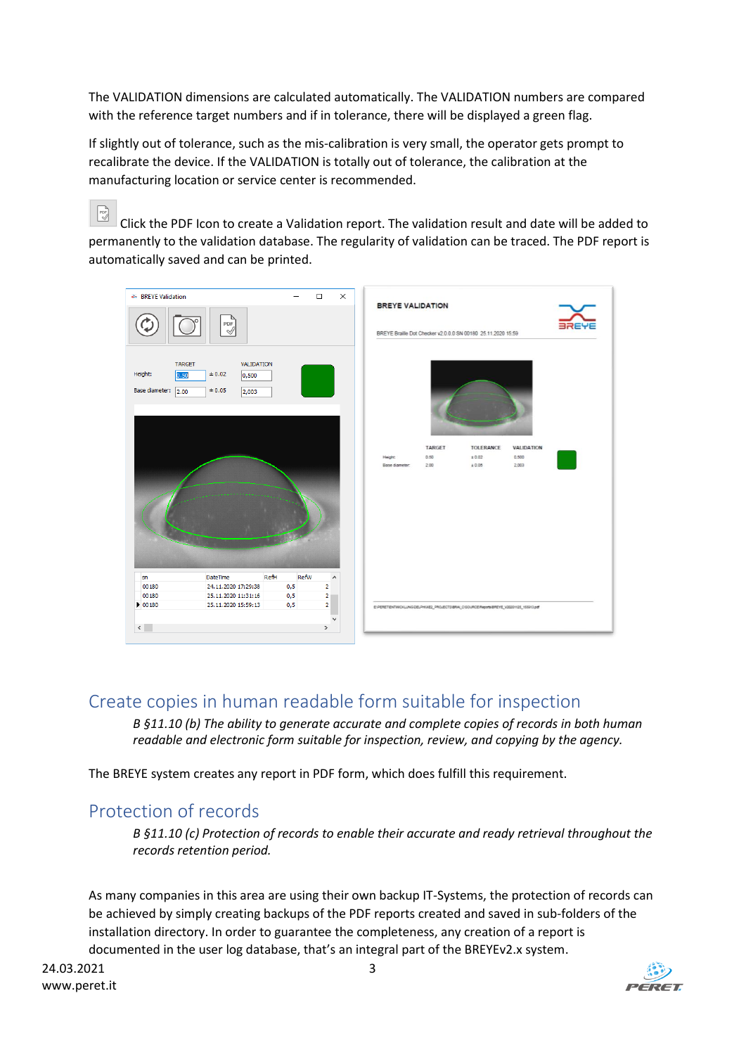The VALIDATION dimensions are calculated automatically. The VALIDATION numbers are compared with the reference target numbers and if in tolerance, there will be displayed a green flag.

If slightly out of tolerance, such as the mis-calibration is very small, the operator gets prompt to recalibrate the device. If the VALIDATION is totally out of tolerance, the calibration at the manufacturing location or service center is recommended.

Click the PDF Icon to create a Validation report. The validation result and date will be added to permanently to the validation database. The regularity of validation can be traced. The PDF report is automatically saved and can be printed.

## Create copies in human readable form suitable for inspection

*B §11.10 (b) The ability to generate accurate and complete copies of records in both human readable and electronic form suitable for inspection, review, and copying by the agency.*

The BREYE system creates any report in PDF form, which does fulfill this requirement.

## Protection of records

*B §11.10 (c) Protection of records to enable their accurate and ready retrieval throughout the records retention period.*

As many companies in this area are using their own backup IT-Systems, the protection of records can be achieved by simply creating backups of the PDF reports created and saved in sub-folders of the installation directory. In order to guarantee the completeness, any creation of a report is documented in the user log database, that's an integral part of the BREYEv2.x system.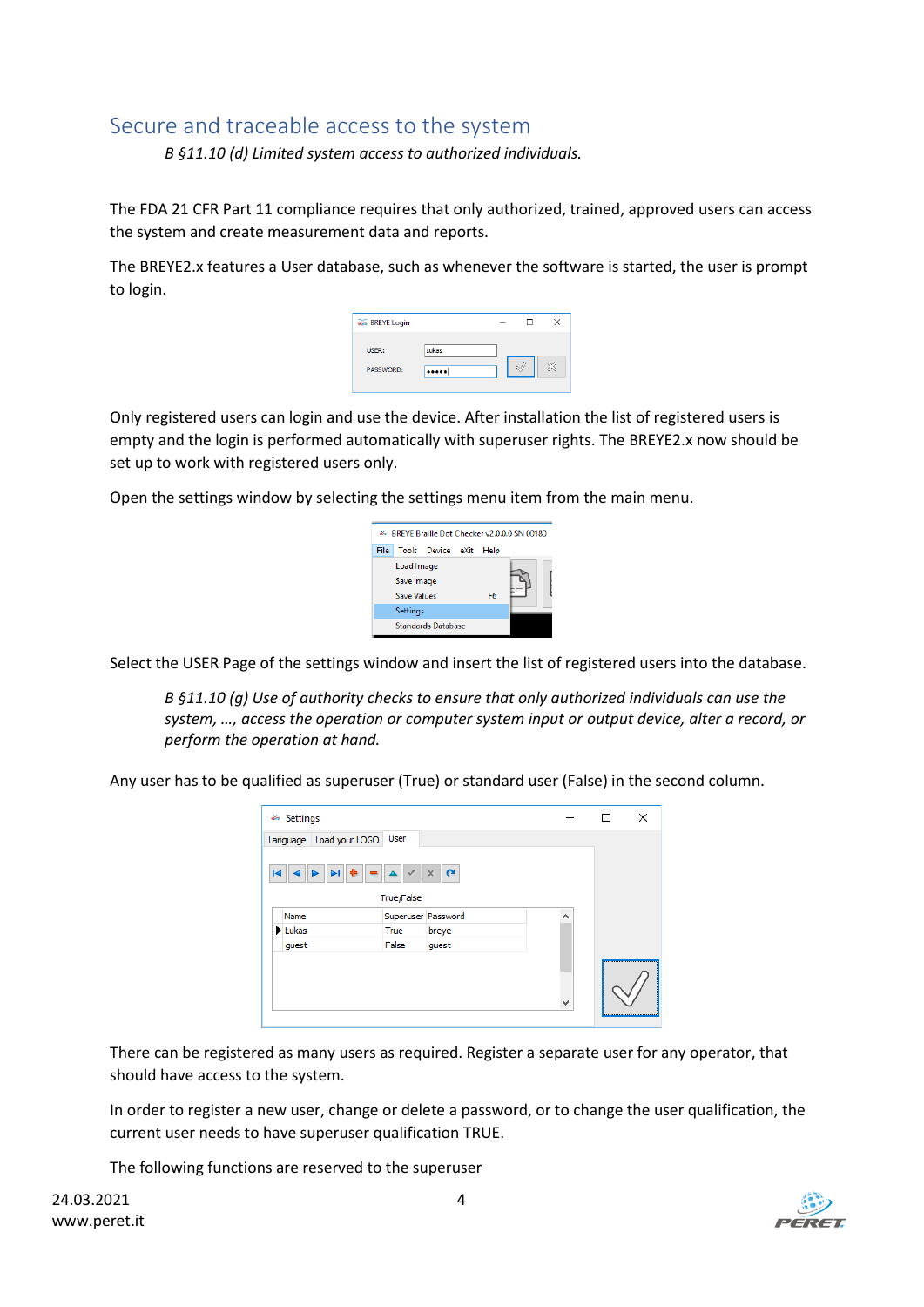## Secure and traceable access to the system

*B §11.10 (d) Limited system access to authorized individuals.*

The FDA 21 CFR Part 11 compliance requires that only authorized, trained, approved users can access the system and create measurement data and reports.

The BREYE2.x features a User database, such as whenever the software is started, the user is prompt to login.

Only registered users can login and use the device. After installation the list of registered users is empty and the login is performed automatically with superuser rights. The BREYE2.x now should be set up to work with registered users only.

Open the settings window by selecting the settings menu item from the main menu.

Select the USER Page of the settings window and insert the list of registered users into the database.

*B §11.10 (g) Use of authority checks to ensure that only authorized individuals can use the system, …, access the operation or computer system input or output device, alter a record, or perform the operation at hand.*

Any user has to be qualified as superuser (True) or standard user (False) in the second column.

There can be registered as many users as required. Register a separate user for any operator, that should have access to the system.

In order to register a new user, change or delete a password, or to change the user qualification, the current user needs to have superuser qualification TRUE.

The following functions are reserved to the superuser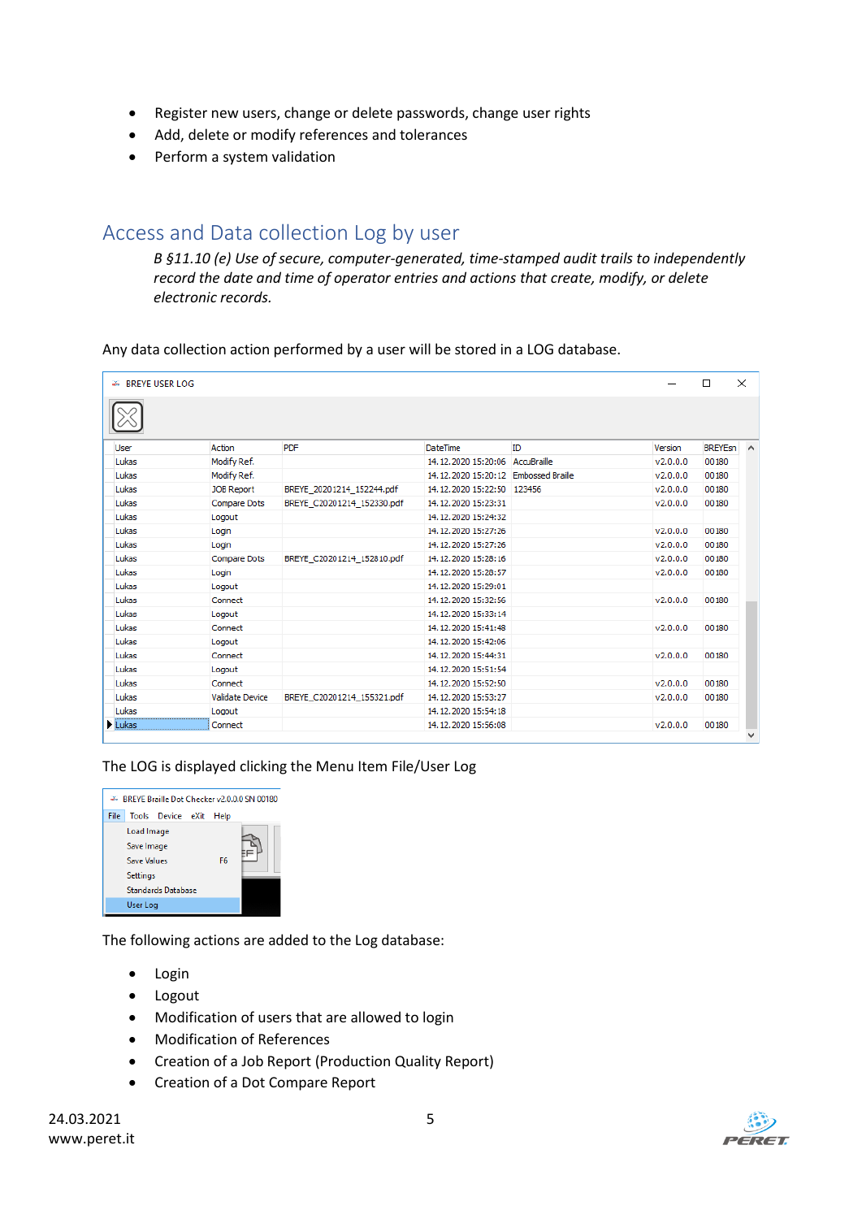- Register new users, change or delete passwords, change user rights
- Add, delete or modify references and tolerances
- Perform a system validation

## Access and Data collection Log by user

*B §11.10 (e) Use of secure, computer-generated, time-stamped audit trails to independently record the date and time of operator entries and actions that create, modify, or delete electronic records.*

Any data collection action performed by a user will be stored in a LOG database.

BREYE USER LOG

| User | Action | PDF | DateTime | ID | Version | BREYEsn |
|---|---|---|---|---|---|---|
| Lukas | Modify Ref. | | 14.12.2020 15:20:06 | AccuBraille | v2.0.0.0 | 00180 |
| Lukas | Modify Ref. | | 14.12.2020 15:20:12 | Embossed Braille | v2.0.0.0 | 00180 |
| Lukas | JOB Report | BREYE_20201214_152244.pdf | 14.12.2020 15:22:50 | 123456 | v2.0.0.0 | 00180 |
| Lukas | Compare Dots | BREYE_C20201214_152330.pdf | 14.12.2020 15:23:31 | | v2.0.0.0 | 00180 |
| Lukas | Logout | | 14.12.2020 15:24:32 | | | |
| Lukas | Login | | 14.12.2020 15:27:26 | | v2.0.0.0 | 00180 |
| Lukas | Login | | 14.12.2020 15:27:26 | | v2.0.0.0 | 00180 |
| Lukas | Compare Dots | BREYE_C20201214_152810.pdf | 14.12.2020 15:28:16 | | v2.0.0.0 | 00180 |
| Lukas | Login | | 14.12.2020 15:28:57 | | v2.0.0.0 | 00180 |
| Lukas | Logout | | 14.12.2020 15:29:01 | | | |
| Lukas | Connect | | 14.12.2020 15:32:56 | | v2.0.0.0 | 00180 |
| Lukas | Logout | | 14.12.2020 15:33:14 | | | |
| Lukas | Connect | | 14.12.2020 15:41:48 | | v2.0.0.0 | 00180 |
| Lukas | Logout | | 14.12.2020 15:42:06 | | | |
| Lukas | Connect | | 14.12.2020 15:44:31 | | v2.0.0.0 | 00180 |
| Lukas | Logout | | 14.12.2020 15:51:54 | | | |
| Lukas | Connect | | 14.12.2020 15:52:50 | | v2.0.0.0 | 00180 |
| Lukas | Validate Device | BREYE_C20201214_155321.pdf | 14.12.2020 15:53:27 | | v2.0.0.0 | 00180 |
| Lukas | Logout | | 14.12.2020 15:54:18 | | | |
| Lukas | Connect | | 14.12.2020 15:56:08 | | v2.0.0.0 | 00180 |

The LOG is displayed clicking the Menu Item File/User Log

BREYE Braille Dot Checker v2.0.0.0 SN 00180

File Tools Device eXit Help

Load Image
Save Image
Save Values F6
Settings
Standards Database
User Log

The following actions are added to the Log database:

- Login
- Logout
- Modification of users that are allowed to login
- Modification of References
- Creation of a Job Report (Production Quality Report)
- Creation of a Dot Compare Report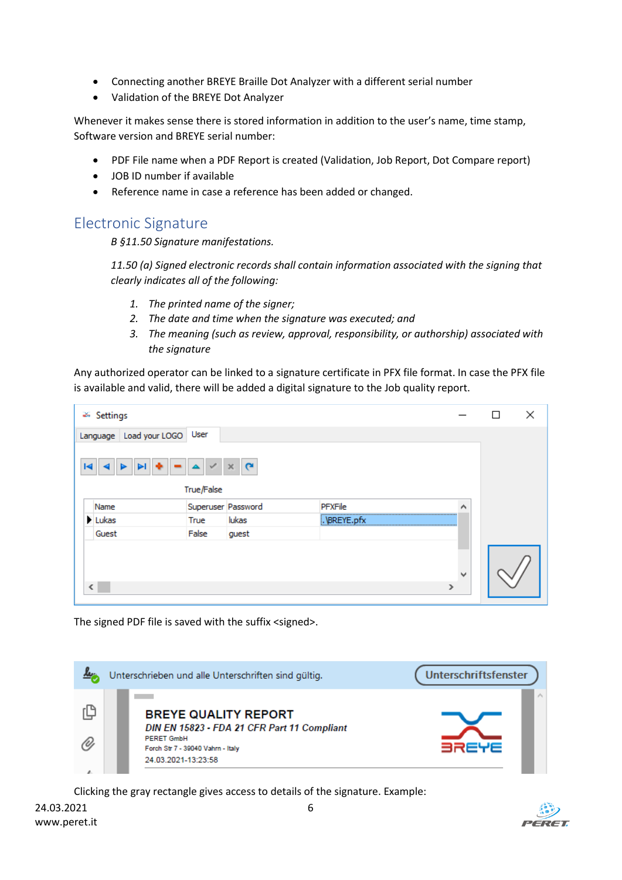- Connecting another BREYE Braille Dot Analyzer with a different serial number
- Validation of the BREYE Dot Analyzer

Whenever it makes sense there is stored information in addition to the user's name, time stamp, Software version and BREYE serial number:

- PDF File name when a PDF Report is created (Validation, Job Report, Dot Compare report)
- JOB ID number if available
- Reference name in case a reference has been added or changed.

## Electronic Signature

*B §11.50 Signature manifestations.*

*11.50 (a) Signed electronic records shall contain information associated with the signing that clearly indicates all of the following:*

1. *The printed name of the signer;*
2. *The date and time when the signature was executed; and*
3. *The meaning (such as review, approval, responsibility, or authorship) associated with the signature*

Any authorized operator can be linked to a signature certificate in PFX file format. In case the PFX file is available and valid, there will be added a digital signature to the Job quality report.

The signed PDF file is saved with the suffix <signed>.

Clicking the gray rectangle gives access to details of the signature. Example: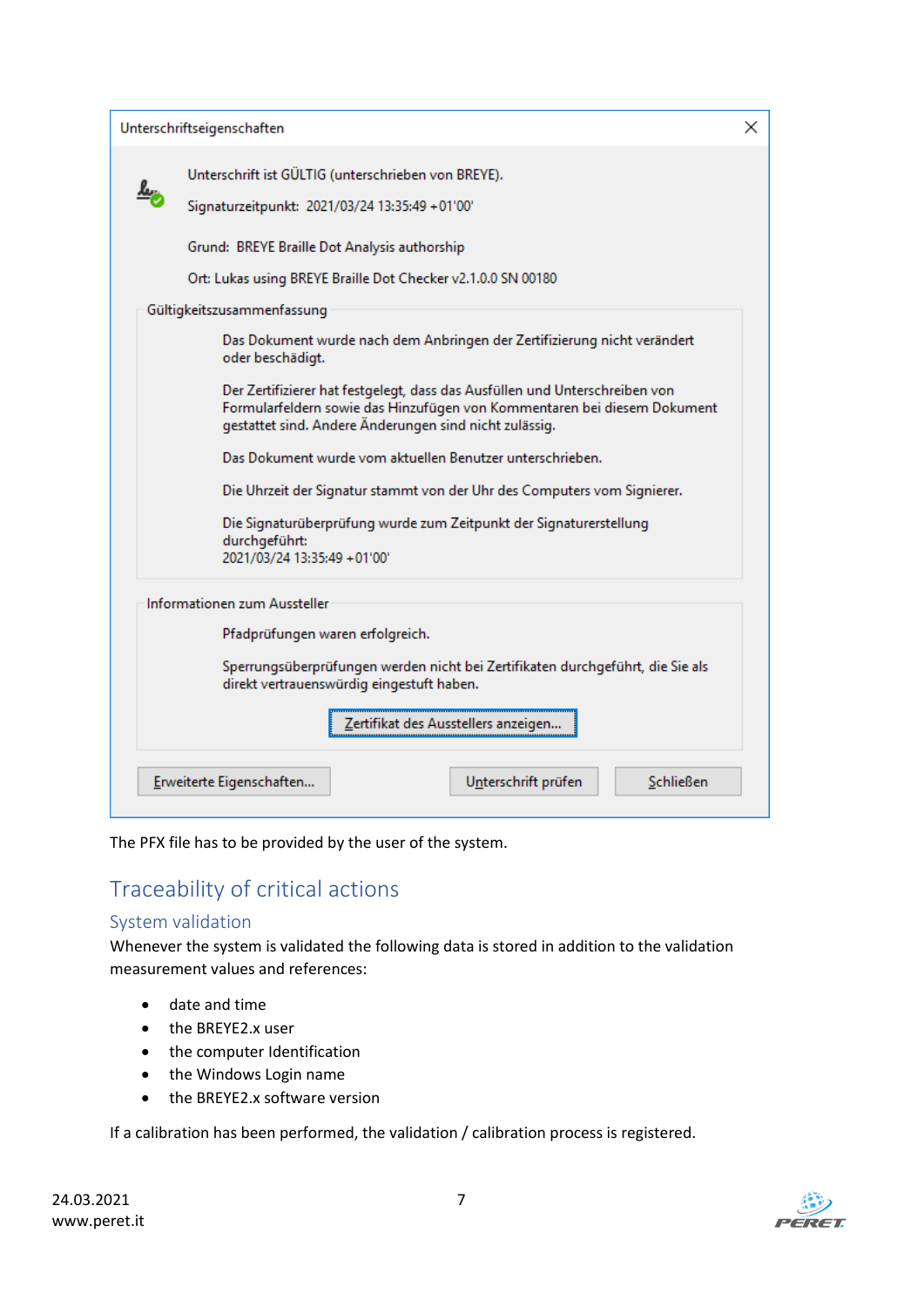Unterschriftseigenschaften

Unterschrift ist GÜLTIG (unterschrieben von BREYE).

Signaturzeitpunkt: 2021/03/24 13:35:49 +01'00'

Grund: BREYE Braille Dot Analysis authorship

Ort: Lukas using BREYE Braille Dot Checker v2.1.0.0 SN 00180

Gültigkeitszusammenfassung

Das Dokument wurde nach dem Anbringen der Zertifizierung nicht verändert oder beschädigt.

Der Zertifizierer hat festgelegt, dass das Ausfüllen und Unterschreiben von Formularfeldern sowie das Hinzufügen von Kommentaren bei diesem Dokument gestattet sind. Andere Änderungen sind nicht zulässig.

Das Dokument wurde vom aktuellen Benutzer unterschrieben.

Die Uhrzeit der Signatur stammt von der Uhr des Computers vom Signierer.

Die Signaturüberprüfung wurde zum Zeitpunkt der Signaturerstellung durchgeführt:
2021/03/24 13:35:49 +01'00'

Informationen zum Aussteller

Pfadprüfungen waren erfolgreich.

Sperrungsüberprüfungen werden nicht bei Zertifikaten durchgeführt, die Sie als direkt vertrauenswürdig eingestuft haben.

Zertifikat des Ausstellers anzeigen...

Erweiterte Eigenschaften... | Unterschrift prüfen | Schließen

The PFX file has to be provided by the user of the system.

# Traceability of critical actions

## System validation

Whenever the system is validated the following data is stored in addition to the validation measurement values and references:

- date and time
- the BREYE2.x user
- the computer Identification
- the Windows Login name
- the BREYE2.x software version

If a calibration has been performed, the validation / calibration process is registered.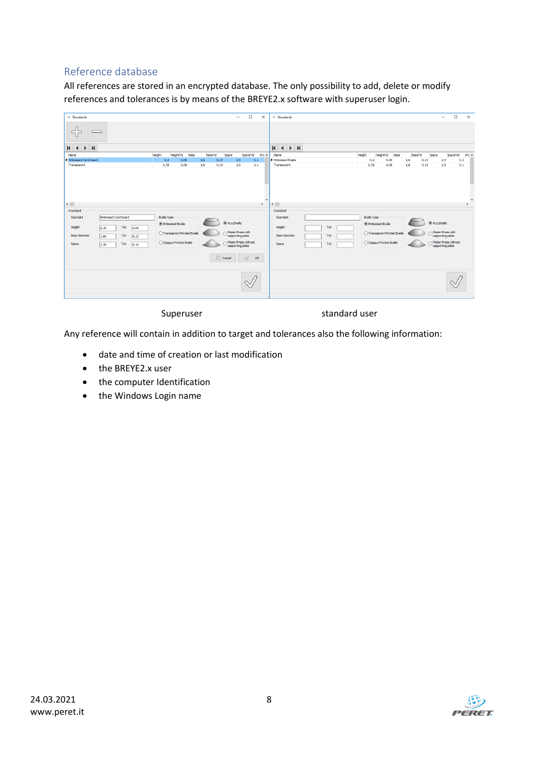## Reference database

All references are stored in an encrypted database. The only possibility to add, delete or modify references and tolerances is by means of the BREYE2.x software with superuser login.

Superuser standard user

Any reference will contain in addition to target and tolerances also the following information:

- date and time of creation or last modification
- the BREYE2.x user
- the computer Identification
- the Windows Login name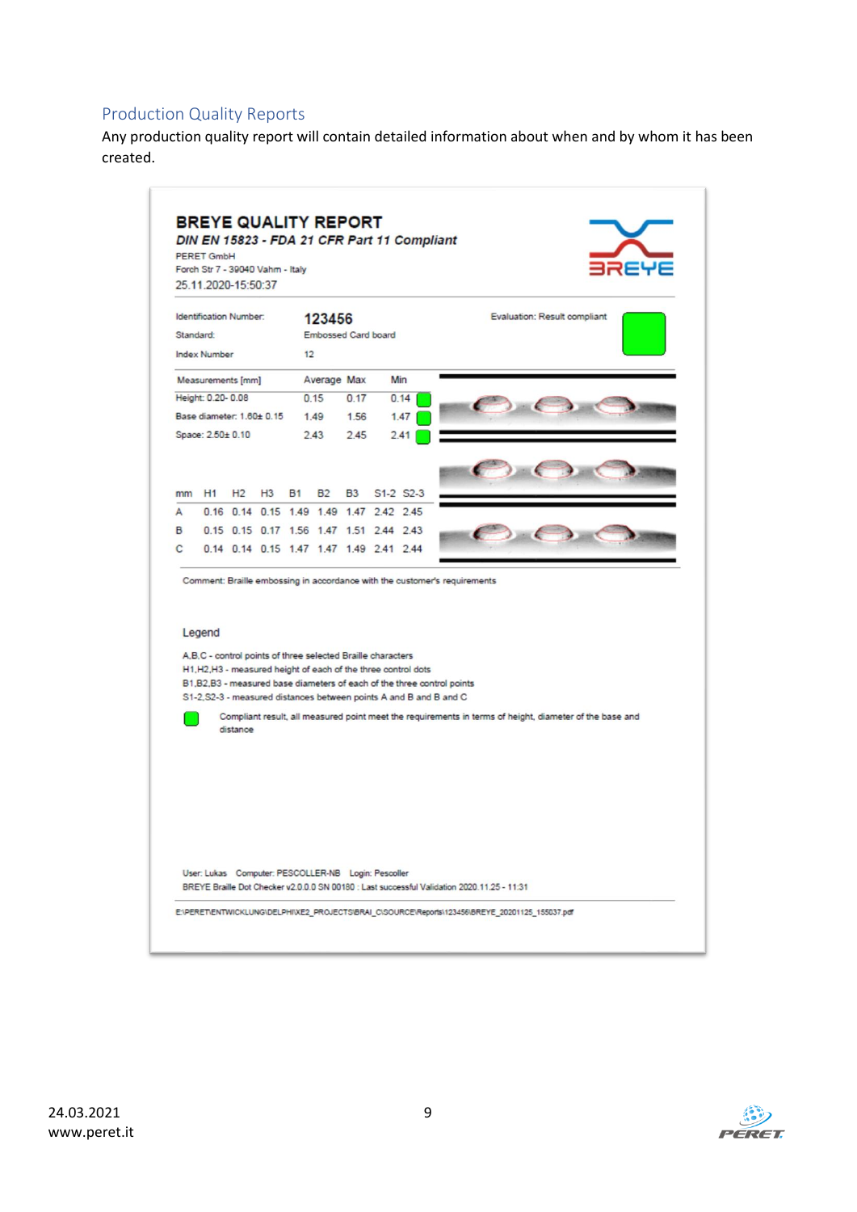## Production Quality Reports

Any production quality report will contain detailed information about when and by whom it has been created.

**BREYE QUALITY REPORT**

***DIN EN 15823 - FDA 21 CFR Part 11 Compliant***

PERET GmbH
Forch Str 7 - 39040 Vahrn - Italy
25.11.2020-15:50:37

BREYE

| | | | |
|---|---|---|---|
| Identification Number: | 123456 | Evaluation: Result compliant | |
| Standard: | Embossed Card board | | |
| Index Number | 12 | | |

| Measurements [mm] | Average | Max | Min |
|---|---|---|---|
| Height: 0.20- 0.08 | 0.15 | 0.17 | 0.14 |
| Base diameter: 1.60± 0.15 | 1.49 | 1.56 | 1.47 |
| Space: 2.50± 0.10 | 2.43 | 2.45 | 2.41 |

| mm | H1 | H2 | H3 | B1 | B2 | B3 | S1-2 | S2-3 |
|---|---|---|---|---|---|---|---|---|
| A | 0.16 | 0.14 | 0.15 | 1.49 | 1.49 | 1.47 | 2.42 | 2.45 |
| B | 0.15 | 0.15 | 0.17 | 1.56 | 1.47 | 1.51 | 2.44 | 2.43 |
| C | 0.14 | 0.14 | 0.15 | 1.47 | 1.47 | 1.49 | 2.41 | 2.44 |

Comment: Braille embossing in accordance with the customer's requirements

Legend

A,B,C - control points of three selected Braille characters
H1,H2,H3 - measured height of each of the three control dots
B1,B2,B3 - measured base diameters of each of the three control points
S1-2,S2-3 - measured distances between points A and B and B and C

Compliant result, all measured point meet the requirements in terms of height, diameter of the base and distance

User: Lukas Computer: PESCOLLER-NB Login: Pescoller
BREYE Braille Dot Checker v2.0.0.0 SN 00180 : Last successful Validation 2020.11.25 - 11:31

E:\PERET\ENTWICKLUNG\DELPHI\XE2_PROJECTS\BRAI_C\SOURCE\Reports\123456\BREYE_20201125_155037.pdf

24.03.2021
www.peret.it